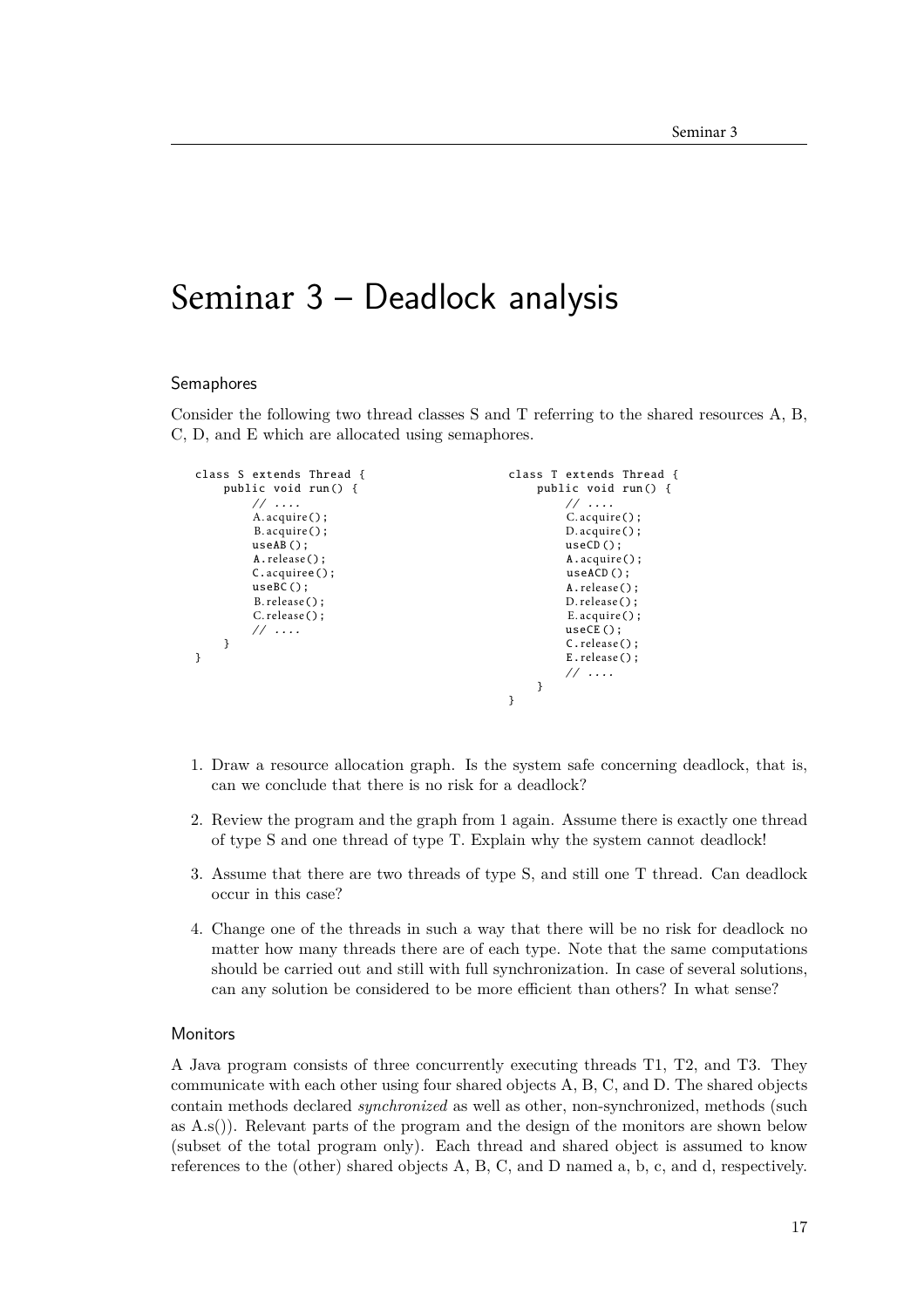# Seminar 3 – Deadlock analysis

## Semaphores

Consider the following two thread classes S and T referring to the shared resources A, B, C, D, and E which are allocated using semaphores.

```
class S extends Thread {
    public void run() {
        // ....
        A.acquire();
        B.acquire();
        useAB();
        A.release();
        C.acquiree();
        useBC();
        B.release();
        C.release();
        // ....
    }
}
```

```
class T extends Thread {
    public void run() {
        // ....
        C.acquire();
        D.acquire();
        useCD();
        A.acquire();
        useACD();
        A.release();
        D.release();
        E.acquire();
        useCE();
        C.release();
        E.release();
        // ....
    }
}
```

1. Draw a resource allocation graph. Is the system safe concerning deadlock, that is, can we conclude that there is no risk for a deadlock?
2. Review the program and the graph from 1 again. Assume there is exactly one thread of type S and one thread of type T. Explain why the system cannot deadlock!
3. Assume that there are two threads of type S, and still one T thread. Can deadlock occur in this case?
4. Change one of the threads in such a way that there will be no risk for deadlock no matter how many threads there are of each type. Note that the same computations should be carried out and still with full synchronization. In case of several solutions, can any solution be considered to be more efficient than others? In what sense?

## Monitors

A Java program consists of three concurrently executing threads T1, T2, and T3. They communicate with each other using four shared objects A, B, C, and D. The shared objects contain methods declared *synchronized* as well as other, non-synchronized, methods (such as A.s()). Relevant parts of the program and the design of the monitors are shown below (subset of the total program only). Each thread and shared object is assumed to know references to the (other) shared objects A, B, C, and D named a, b, c, and d, respectively.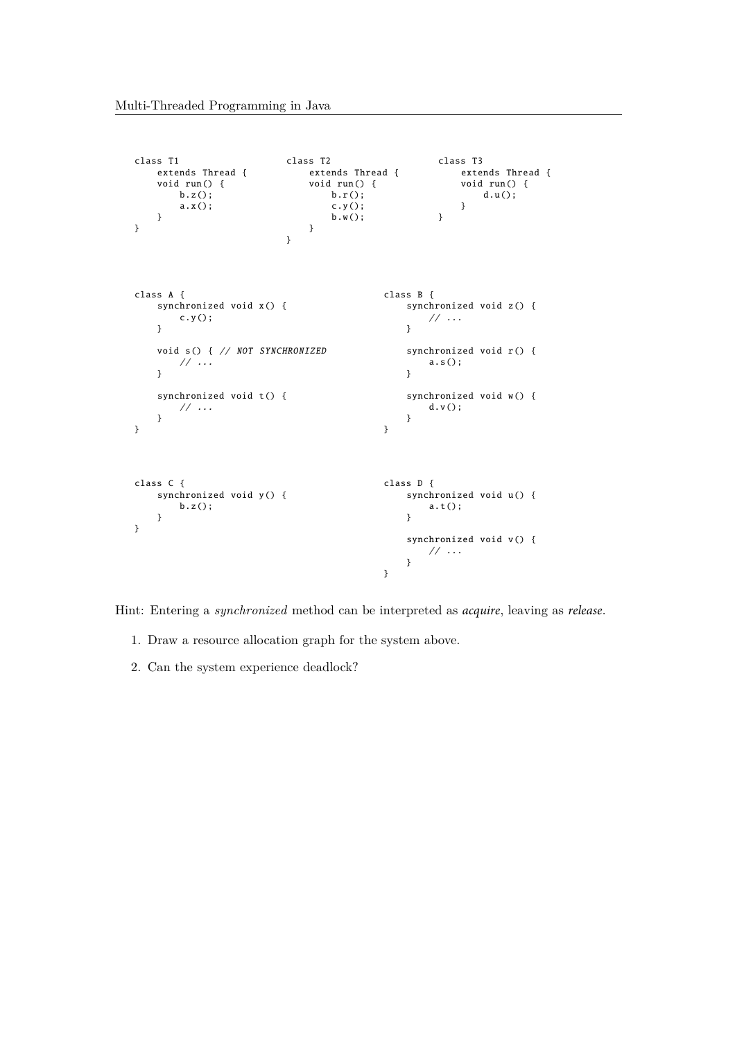```java
class T1
    extends Thread {
    void run() {
        b.z();
        a.x();
    }
}
```

```java
class T2
    extends Thread {
    void run() {
        b.r();
        c.y();
        b.w();
    }
}
```

```java
class T3
    extends Thread {
    void run() {
        d.u();
    }
}
```

```java
class A {
    synchronized void x() {
        c.y();
    }

    void s() { // NOT SYNCHRONIZED
        // ...
    }

    synchronized void t() {
        // ...
    }
}
```

```java
class B {
    synchronized void z() {
        // ...
    }

    synchronized void r() {
        a.s();
    }

    synchronized void w() {
        d.v();
    }
}
```

```java
class C {
    synchronized void y() {
        b.z();
    }
}
```

```java
class D {
    synchronized void u() {
        a.t();
    }

    synchronized void v() {
        // ...
    }
}
```

Hint: Entering a *synchronized* method can be interpreted as ***acquire***, leaving as ***release***.

1. Draw a resource allocation graph for the system above.
2. Can the system experience deadlock?